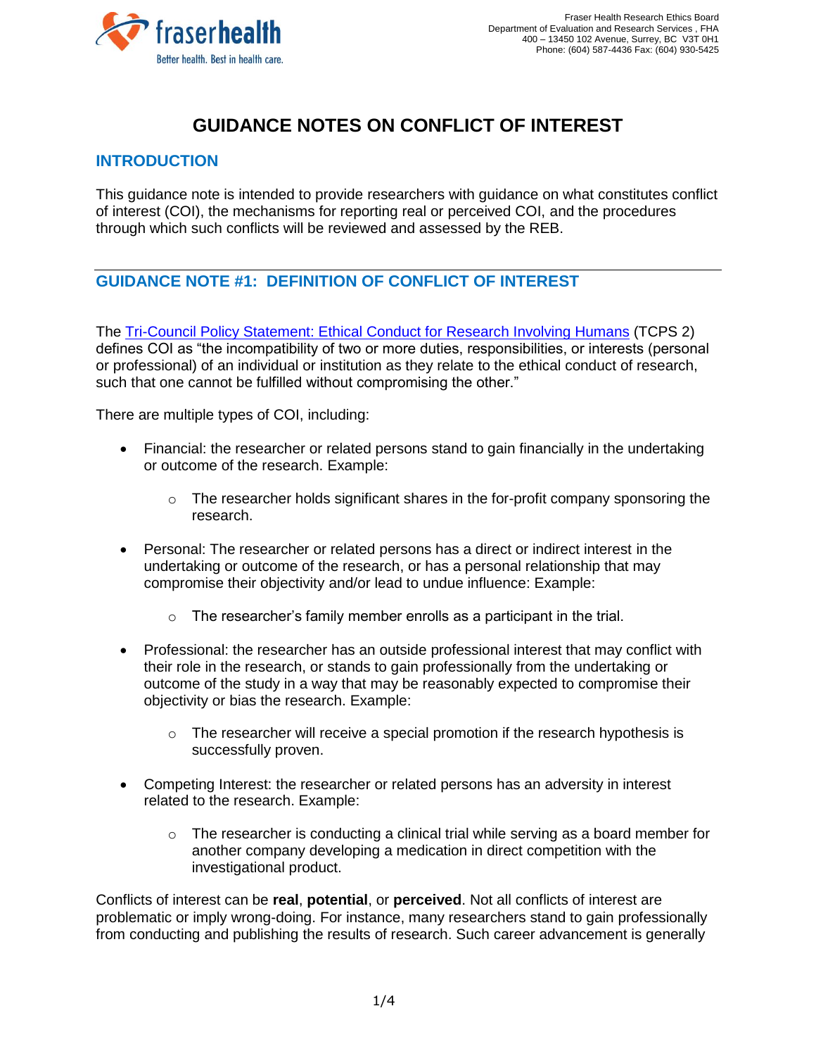Fraser Health Research Ethics Board
Department of Evaluation and Research Services , FHA
400 – 13450 102 Avenue, Surrey, BC V3T 0H1
Phone: (604) 587-4436 Fax: (604) 930-5425

# GUIDANCE NOTES ON CONFLICT OF INTEREST

## INTRODUCTION

This guidance note is intended to provide researchers with guidance on what constitutes conflict of interest (COI), the mechanisms for reporting real or perceived COI, and the procedures through which such conflicts will be reviewed and assessed by the REB.

## GUIDANCE NOTE #1: DEFINITION OF CONFLICT OF INTEREST

The Tri-Council Policy Statement: Ethical Conduct for Research Involving Humans (TCPS 2) defines COI as "the incompatibility of two or more duties, responsibilities, or interests (personal or professional) of an individual or institution as they relate to the ethical conduct of research, such that one cannot be fulfilled without compromising the other."

There are multiple types of COI, including:

- Financial: the researcher or related persons stand to gain financially in the undertaking or outcome of the research. Example:
  - The researcher holds significant shares in the for-profit company sponsoring the research.
- Personal: The researcher or related persons has a direct or indirect interest in the undertaking or outcome of the research, or has a personal relationship that may compromise their objectivity and/or lead to undue influence: Example:
  - The researcher's family member enrolls as a participant in the trial.
- Professional: the researcher has an outside professional interest that may conflict with their role in the research, or stands to gain professionally from the undertaking or outcome of the study in a way that may be reasonably expected to compromise their objectivity or bias the research. Example:
  - The researcher will receive a special promotion if the research hypothesis is successfully proven.
- Competing Interest: the researcher or related persons has an adversity in interest related to the research. Example:
  - The researcher is conducting a clinical trial while serving as a board member for another company developing a medication in direct competition with the investigational product.

Conflicts of interest can be **real**, **potential**, or **perceived**. Not all conflicts of interest are problematic or imply wrong-doing. For instance, many researchers stand to gain professionally from conducting and publishing the results of research. Such career advancement is generally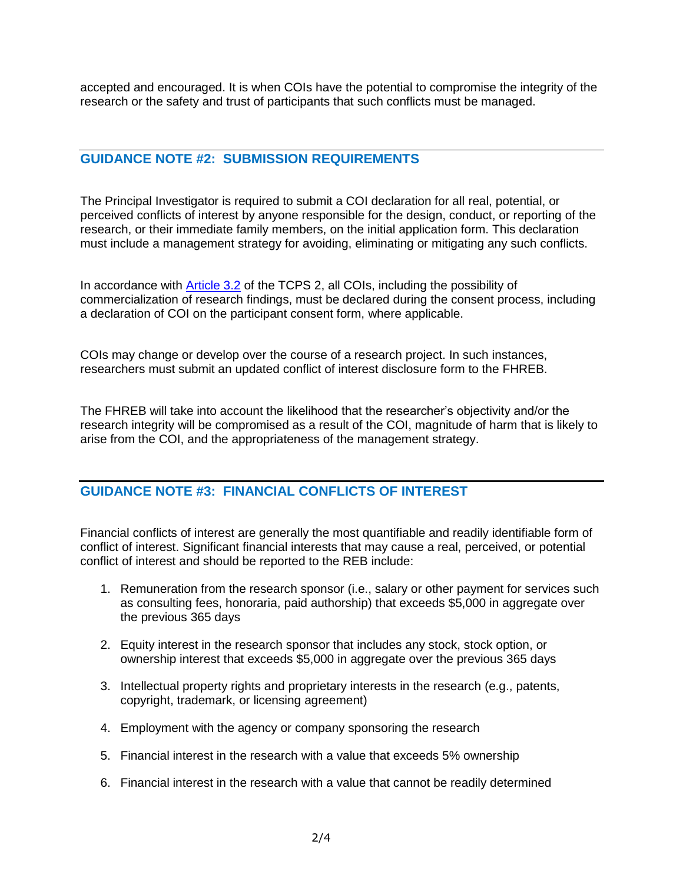accepted and encouraged. It is when COIs have the potential to compromise the integrity of the research or the safety and trust of participants that such conflicts must be managed.

## GUIDANCE NOTE #2: SUBMISSION REQUIREMENTS

The Principal Investigator is required to submit a COI declaration for all real, potential, or perceived conflicts of interest by anyone responsible for the design, conduct, or reporting of the research, or their immediate family members, on the initial application form. This declaration must include a management strategy for avoiding, eliminating or mitigating any such conflicts.

In accordance with [Article 3.2](#) of the TCPS 2, all COIs, including the possibility of commercialization of research findings, must be declared during the consent process, including a declaration of COI on the participant consent form, where applicable.

COIs may change or develop over the course of a research project. In such instances, researchers must submit an updated conflict of interest disclosure form to the FHREB.

The FHREB will take into account the likelihood that the researcher's objectivity and/or the research integrity will be compromised as a result of the COI, magnitude of harm that is likely to arise from the COI, and the appropriateness of the management strategy.

## GUIDANCE NOTE #3: FINANCIAL CONFLICTS OF INTEREST

Financial conflicts of interest are generally the most quantifiable and readily identifiable form of conflict of interest. Significant financial interests that may cause a real, perceived, or potential conflict of interest and should be reported to the REB include:

1. Remuneration from the research sponsor (i.e., salary or other payment for services such as consulting fees, honoraria, paid authorship) that exceeds $5,000 in aggregate over the previous 365 days

2. Equity interest in the research sponsor that includes any stock, stock option, or ownership interest that exceeds $5,000 in aggregate over the previous 365 days

3. Intellectual property rights and proprietary interests in the research (e.g., patents, copyright, trademark, or licensing agreement)

4. Employment with the agency or company sponsoring the research

5. Financial interest in the research with a value that exceeds 5% ownership

6. Financial interest in the research with a value that cannot be readily determined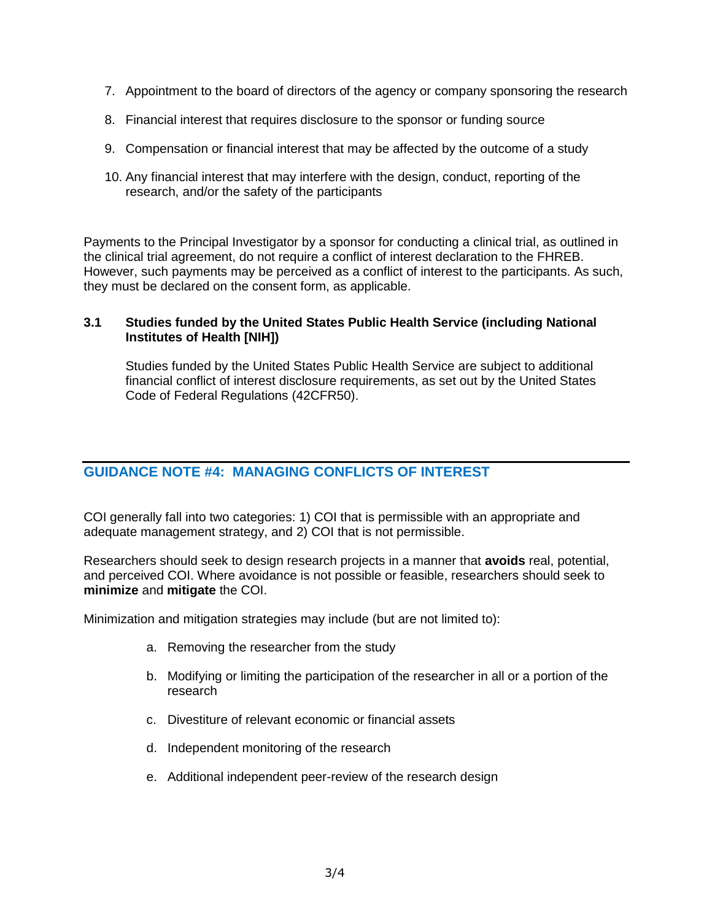7. Appointment to the board of directors of the agency or company sponsoring the research

8. Financial interest that requires disclosure to the sponsor or funding source

9. Compensation or financial interest that may be affected by the outcome of a study

10. Any financial interest that may interfere with the design, conduct, reporting of the research, and/or the safety of the participants

Payments to the Principal Investigator by a sponsor for conducting a clinical trial, as outlined in the clinical trial agreement, do not require a conflict of interest declaration to the FHREB. However, such payments may be perceived as a conflict of interest to the participants. As such, they must be declared on the consent form, as applicable.

### 3.1 Studies funded by the United States Public Health Service (including National Institutes of Health [NIH])

Studies funded by the United States Public Health Service are subject to additional financial conflict of interest disclosure requirements, as set out by the United States Code of Federal Regulations (42CFR50).

## GUIDANCE NOTE #4: MANAGING CONFLICTS OF INTEREST

COI generally fall into two categories: 1) COI that is permissible with an appropriate and adequate management strategy, and 2) COI that is not permissible.

Researchers should seek to design research projects in a manner that **avoids** real, potential, and perceived COI. Where avoidance is not possible or feasible, researchers should seek to **minimize** and **mitigate** the COI.

Minimization and mitigation strategies may include (but are not limited to):

a. Removing the researcher from the study

b. Modifying or limiting the participation of the researcher in all or a portion of the research

c. Divestiture of relevant economic or financial assets

d. Independent monitoring of the research

e. Additional independent peer-review of the research design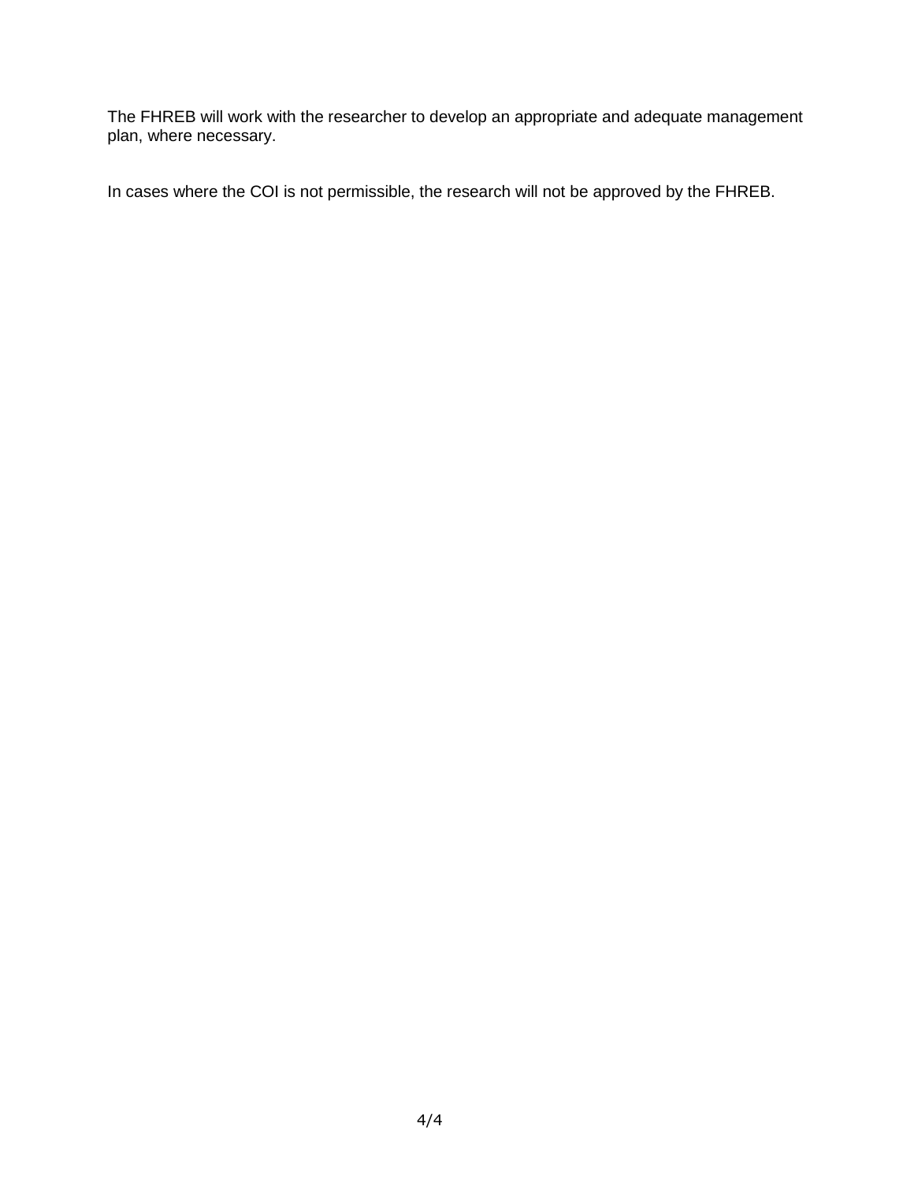The FHREB will work with the researcher to develop an appropriate and adequate management plan, where necessary.

In cases where the COI is not permissible, the research will not be approved by the FHREB.